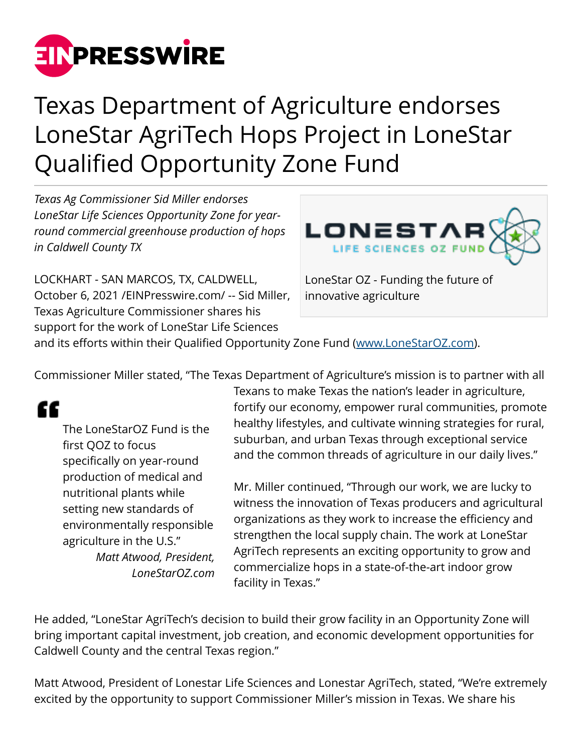# Texas Department of Agriculture endorses LoneStar AgriTech Hops Project in LoneStar Qualified Opportunity Zone Fund

*Texas Ag Commissioner Sid Miller endorses LoneStar Life Sciences Opportunity Zone for year-round commercial greenhouse production of hops in Caldwell County TX*

LoneStar OZ - Funding the future of innovative agriculture

LOCKHART - SAN MARCOS, TX, CALDWELL, October 6, 2021 /EINPresswire.com/ -- Sid Miller, Texas Agriculture Commissioner shares his support for the work of LoneStar Life Sciences and its efforts within their Qualified Opportunity Zone Fund (www.LoneStarOZ.com).

Commissioner Miller stated, "The Texas Department of Agriculture's mission is to partner with all Texans to make Texas the nation's leader in agriculture, fortify our economy, empower rural communities, promote healthy lifestyles, and cultivate winning strategies for rural, suburban, and urban Texas through exceptional service and the common threads of agriculture in our daily lives."

> The LoneStarOZ Fund is the first QOZ to focus specifically on year-round production of medical and nutritional plants while setting new standards of environmentally responsible agriculture in the U.S."
>
> *Matt Atwood, President, LoneStarOZ.com*

Mr. Miller continued, "Through our work, we are lucky to witness the innovation of Texas producers and agricultural organizations as they work to increase the efficiency and strengthen the local supply chain. The work at LoneStar AgriTech represents an exciting opportunity to grow and commercialize hops in a state-of-the-art indoor grow facility in Texas."

He added, "LoneStar AgriTech's decision to build their grow facility in an Opportunity Zone will bring important capital investment, job creation, and economic development opportunities for Caldwell County and the central Texas region."

Matt Atwood, President of Lonestar Life Sciences and Lonestar AgriTech, stated, "We're extremely excited by the opportunity to support Commissioner Miller's mission in Texas. We share his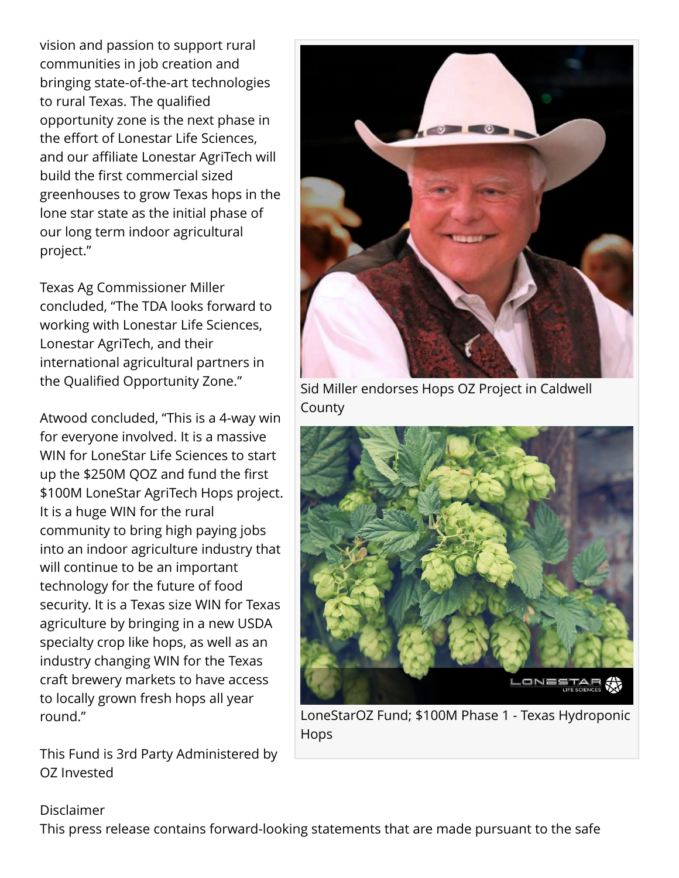vision and passion to support rural communities in job creation and bringing state-of-the-art technologies to rural Texas. The qualified opportunity zone is the next phase in the effort of Lonestar Life Sciences, and our affiliate Lonestar AgriTech will build the first commercial sized greenhouses to grow Texas hops in the lone star state as the initial phase of our long term indoor agricultural project."

Texas Ag Commissioner Miller concluded, "The TDA looks forward to working with Lonestar Life Sciences, Lonestar AgriTech, and their international agricultural partners in the Qualified Opportunity Zone."

Atwood concluded, "This is a 4-way win for everyone involved. It is a massive WIN for LoneStar Life Sciences to start up the $250M QOZ and fund the first $100M LoneStar AgriTech Hops project. It is a huge WIN for the rural community to bring high paying jobs into an indoor agriculture industry that will continue to be an important technology for the future of food security. It is a Texas size WIN for Texas agriculture by bringing in a new USDA specialty crop like hops, as well as an industry changing WIN for the Texas craft brewery markets to have access to locally grown fresh hops all year round."

This Fund is 3rd Party Administered by OZ Invested

Sid Miller endorses Hops OZ Project in Caldwell County

LoneStarOZ Fund; $100M Phase 1 - Texas Hydroponic Hops

Disclaimer

This press release contains forward-looking statements that are made pursuant to the safe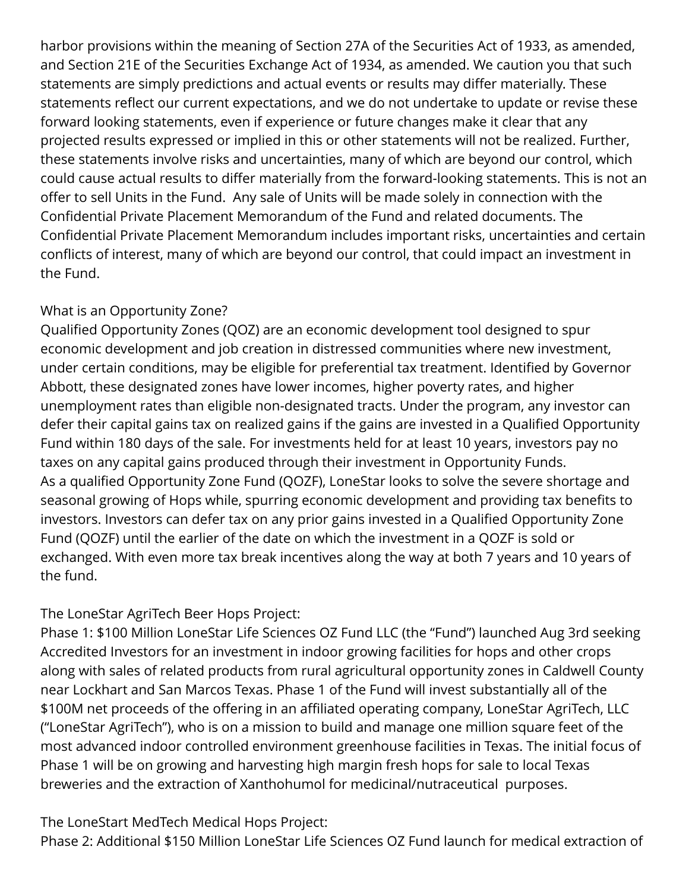harbor provisions within the meaning of Section 27A of the Securities Act of 1933, as amended, and Section 21E of the Securities Exchange Act of 1934, as amended. We caution you that such statements are simply predictions and actual events or results may differ materially. These statements reflect our current expectations, and we do not undertake to update or revise these forward looking statements, even if experience or future changes make it clear that any projected results expressed or implied in this or other statements will not be realized. Further, these statements involve risks and uncertainties, many of which are beyond our control, which could cause actual results to differ materially from the forward-looking statements. This is not an offer to sell Units in the Fund. Any sale of Units will be made solely in connection with the Confidential Private Placement Memorandum of the Fund and related documents. The Confidential Private Placement Memorandum includes important risks, uncertainties and certain conflicts of interest, many of which are beyond our control, that could impact an investment in the Fund.

What is an Opportunity Zone?
Qualified Opportunity Zones (QOZ) are an economic development tool designed to spur economic development and job creation in distressed communities where new investment, under certain conditions, may be eligible for preferential tax treatment. Identified by Governor Abbott, these designated zones have lower incomes, higher poverty rates, and higher unemployment rates than eligible non-designated tracts. Under the program, any investor can defer their capital gains tax on realized gains if the gains are invested in a Qualified Opportunity Fund within 180 days of the sale. For investments held for at least 10 years, investors pay no taxes on any capital gains produced through their investment in Opportunity Funds.
As a qualified Opportunity Zone Fund (QOZF), LoneStar looks to solve the severe shortage and seasonal growing of Hops while, spurring economic development and providing tax benefits to investors. Investors can defer tax on any prior gains invested in a Qualified Opportunity Zone Fund (QOZF) until the earlier of the date on which the investment in a QOZF is sold or exchanged. With even more tax break incentives along the way at both 7 years and 10 years of the fund.

The LoneStar AgriTech Beer Hops Project:
Phase 1: $100 Million LoneStar Life Sciences OZ Fund LLC (the "Fund") launched Aug 3rd seeking Accredited Investors for an investment in indoor growing facilities for hops and other crops along with sales of related products from rural agricultural opportunity zones in Caldwell County near Lockhart and San Marcos Texas. Phase 1 of the Fund will invest substantially all of the $100M net proceeds of the offering in an affiliated operating company, LoneStar AgriTech, LLC ("LoneStar AgriTech"), who is on a mission to build and manage one million square feet of the most advanced indoor controlled environment greenhouse facilities in Texas. The initial focus of Phase 1 will be on growing and harvesting high margin fresh hops for sale to local Texas breweries and the extraction of Xanthohumol for medicinal/nutraceutical purposes.

The LoneStart MedTech Medical Hops Project:
Phase 2: Additional $150 Million LoneStar Life Sciences OZ Fund launch for medical extraction of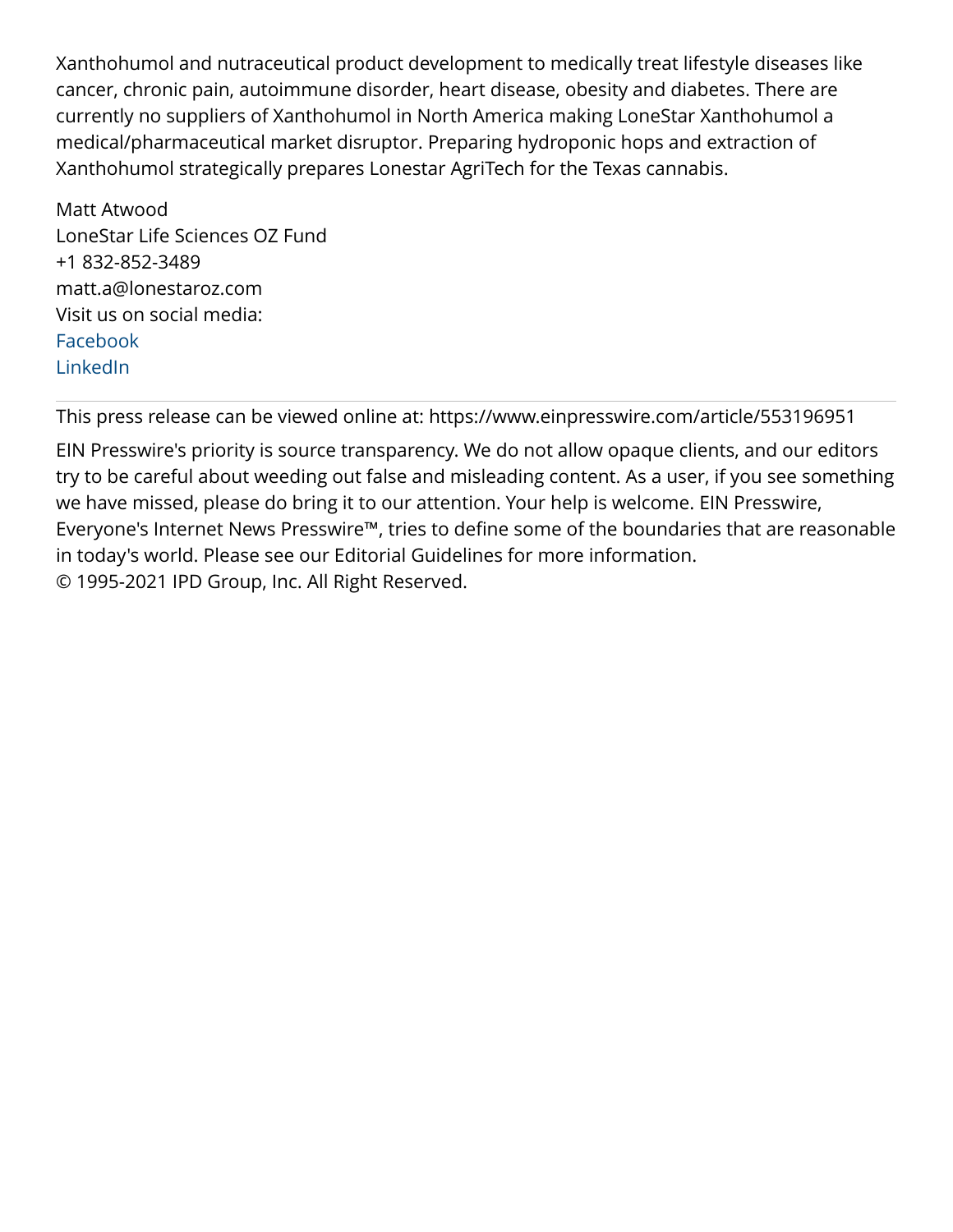Xanthohumol and nutraceutical product development to medically treat lifestyle diseases like cancer, chronic pain, autoimmune disorder, heart disease, obesity and diabetes. There are currently no suppliers of Xanthohumol in North America making LoneStar Xanthohumol a medical/pharmaceutical market disruptor. Preparing hydroponic hops and extraction of Xanthohumol strategically prepares Lonestar AgriTech for the Texas cannabis.

Matt Atwood
LoneStar Life Sciences OZ Fund
+1 832-852-3489
matt.a@lonestaroz.com
Visit us on social media:
Facebook
LinkedIn

---

This press release can be viewed online at: https://www.einpresswire.com/article/553196951

EIN Presswire's priority is source transparency. We do not allow opaque clients, and our editors try to be careful about weeding out false and misleading content. As a user, if you see something we have missed, please do bring it to our attention. Your help is welcome. EIN Presswire, Everyone's Internet News Presswire™, tries to define some of the boundaries that are reasonable in today's world. Please see our Editorial Guidelines for more information.
© 1995-2021 IPD Group, Inc. All Right Reserved.